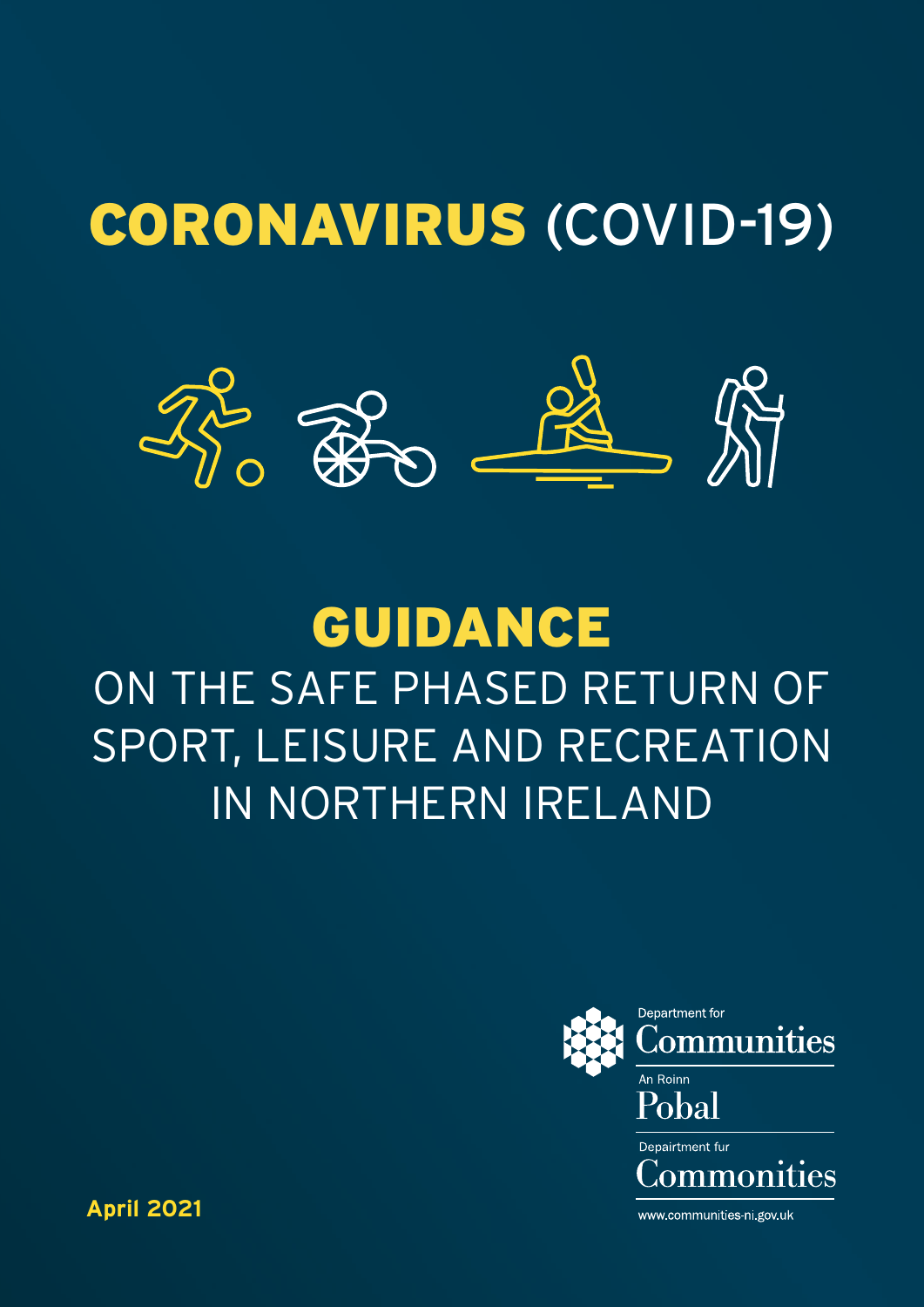# CORONAVIRUS (COVID-19)

# GUIDANCE

## ON THE SAFE PHASED RETURN OF SPORT, LEISURE AND RECREATION IN NORTHERN IRELAND

Department for Communities

An Roinn Pobal

Depairtment fur Commonities

www.communities-ni.gov.uk

**April 2021**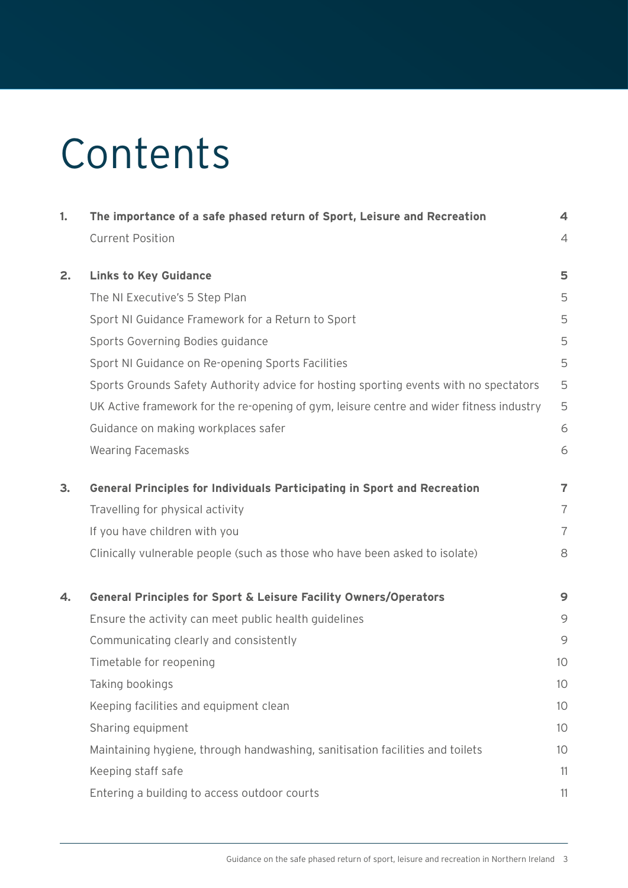# Contents

| | | |
|---|---|---|
| **1.** | **The importance of a safe phased return of Sport, Leisure and Recreation** | **4** |
| | Current Position | 4 |
| **2.** | **Links to Key Guidance** | **5** |
| | The NI Executive's 5 Step Plan | 5 |
| | Sport NI Guidance Framework for a Return to Sport | 5 |
| | Sports Governing Bodies guidance | 5 |
| | Sport NI Guidance on Re-opening Sports Facilities | 5 |
| | Sports Grounds Safety Authority advice for hosting sporting events with no spectators | 5 |
| | UK Active framework for the re-opening of gym, leisure centre and wider fitness industry | 5 |
| | Guidance on making workplaces safer | 6 |
| | Wearing Facemasks | 6 |
| **3.** | **General Principles for Individuals Participating in Sport and Recreation** | **7** |
| | Travelling for physical activity | 7 |
| | If you have children with you | 7 |
| | Clinically vulnerable people (such as those who have been asked to isolate) | 8 |
| **4.** | **General Principles for Sport & Leisure Facility Owners/Operators** | **9** |
| | Ensure the activity can meet public health guidelines | 9 |
| | Communicating clearly and consistently | 9 |
| | Timetable for reopening | 10 |
| | Taking bookings | 10 |
| | Keeping facilities and equipment clean | 10 |
| | Sharing equipment | 10 |
| | Maintaining hygiene, through handwashing, sanitisation facilities and toilets | 10 |
| | Keeping staff safe | 11 |
| | Entering a building to access outdoor courts | 11 |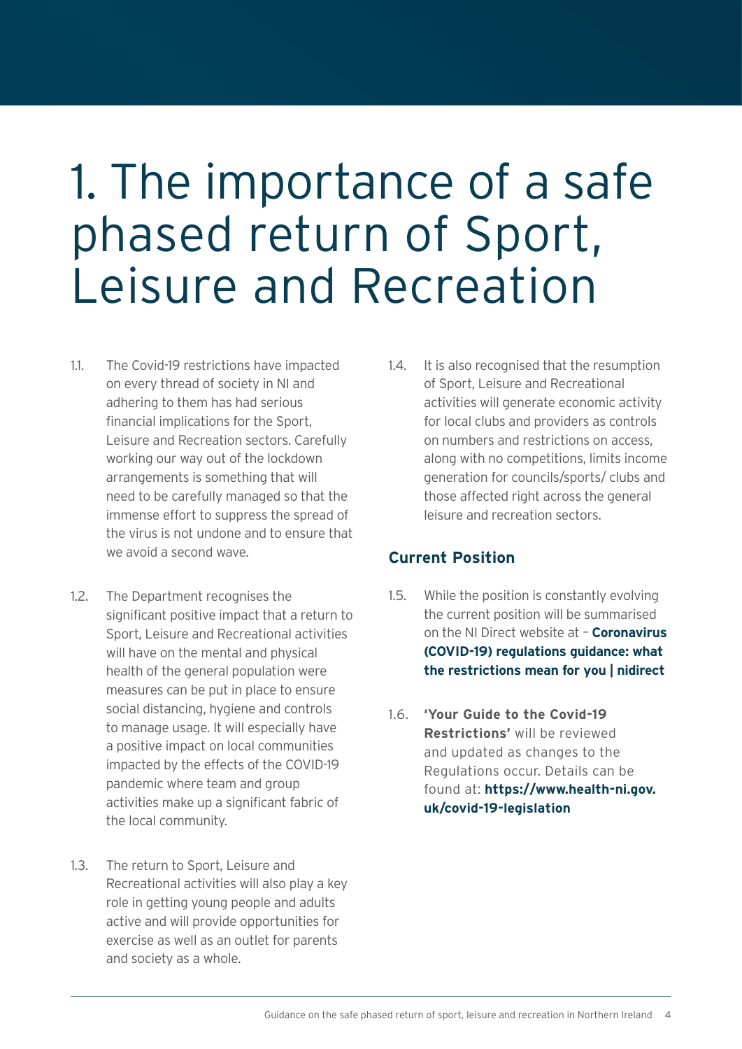# 1. The importance of a safe phased return of Sport, Leisure and Recreation

1.1. The Covid-19 restrictions have impacted on every thread of society in NI and adhering to them has had serious financial implications for the Sport, Leisure and Recreation sectors. Carefully working our way out of the lockdown arrangements is something that will need to be carefully managed so that the immense effort to suppress the spread of the virus is not undone and to ensure that we avoid a second wave.

1.2. The Department recognises the significant positive impact that a return to Sport, Leisure and Recreational activities will have on the mental and physical health of the general population were measures can be put in place to ensure social distancing, hygiene and controls to manage usage. It will especially have a positive impact on local communities impacted by the effects of the COVID-19 pandemic where team and group activities make up a significant fabric of the local community.

1.3. The return to Sport, Leisure and Recreational activities will also play a key role in getting young people and adults active and will provide opportunities for exercise as well as an outlet for parents and society as a whole.

1.4. It is also recognised that the resumption of Sport, Leisure and Recreational activities will generate economic activity for local clubs and providers as controls on numbers and restrictions on access, along with no competitions, limits income generation for councils/sports/ clubs and those affected right across the general leisure and recreation sectors.

## Current Position

1.5. While the position is constantly evolving the current position will be summarised on the NI Direct website at – **Coronavirus (COVID-19) regulations guidance: what the restrictions mean for you | nidirect**

1.6. **'Your Guide to the Covid-19 Restrictions'** will be reviewed and updated as changes to the Regulations occur. Details can be found at: **https://www.health-ni.gov.uk/covid-19-legislation**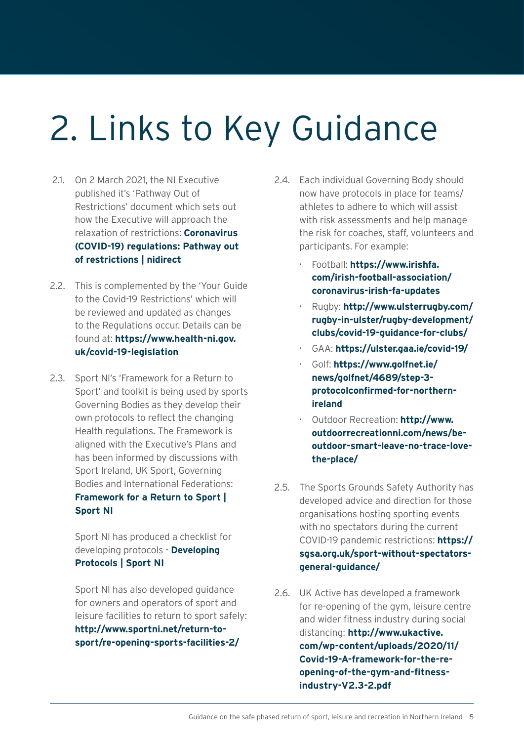# 2. Links to Key Guidance

2.1. On 2 March 2021, the NI Executive published it's 'Pathway Out of Restrictions' document which sets out how the Executive will approach the relaxation of restrictions: **Coronavirus (COVID-19) regulations: Pathway out of restrictions | nidirect**

2.2. This is complemented by the 'Your Guide to the Covid-19 Restrictions' which will be reviewed and updated as changes to the Regulations occur. Details can be found at: **https://www.health-ni.gov.uk/covid-19-legislation**

2.3. Sport NI's 'Framework for a Return to Sport' and toolkit is being used by sports Governing Bodies as they develop their own protocols to reflect the changing Health regulations. The Framework is aligned with the Executive's Plans and has been informed by discussions with Sport Ireland, UK Sport, Governing Bodies and International Federations: **Framework for a Return to Sport | Sport NI**

Sport NI has produced a checklist for developing protocols - **Developing Protocols | Sport NI**

Sport NI has also developed guidance for owners and operators of sport and leisure facilities to return to sport safely: **http://www.sportni.net/return-to-sport/re-opening-sports-facilities-2/**

2.4. Each individual Governing Body should now have protocols in place for teams/athletes to adhere to which will assist with risk assessments and help manage the risk for coaches, staff, volunteers and participants. For example:

- Football: **https://www.irishfa.com/irish-football-association/coronavirus-irish-fa-updates**
- Rugby: **http://www.ulsterrugby.com/rugby-in-ulster/rugby-development/clubs/covid-19-guidance-for-clubs/**
- GAA: **https://ulster.gaa.ie/covid-19/**
- Golf: **https://www.golfnet.ie/news/golfnet/4689/step-3-protocolconfirmed-for-northern-ireland**
- Outdoor Recreation: **http://www.outdoorrecreationni.com/news/be-outdoor-smart-leave-no-trace-love-the-place/**

2.5. The Sports Grounds Safety Authority has developed advice and direction for those organisations hosting sporting events with no spectators during the current COVID-19 pandemic restrictions: **https://sgsa.org.uk/sport-without-spectators-general-guidance/**

2.6. UK Active has developed a framework for re-opening of the gym, leisure centre and wider fitness industry during social distancing: **http://www.ukactive.com/wp-content/uploads/2020/11/Covid-19-A-framework-for-the-re-opening-of-the-gym-and-fitness-industry-V2.3-2.pdf**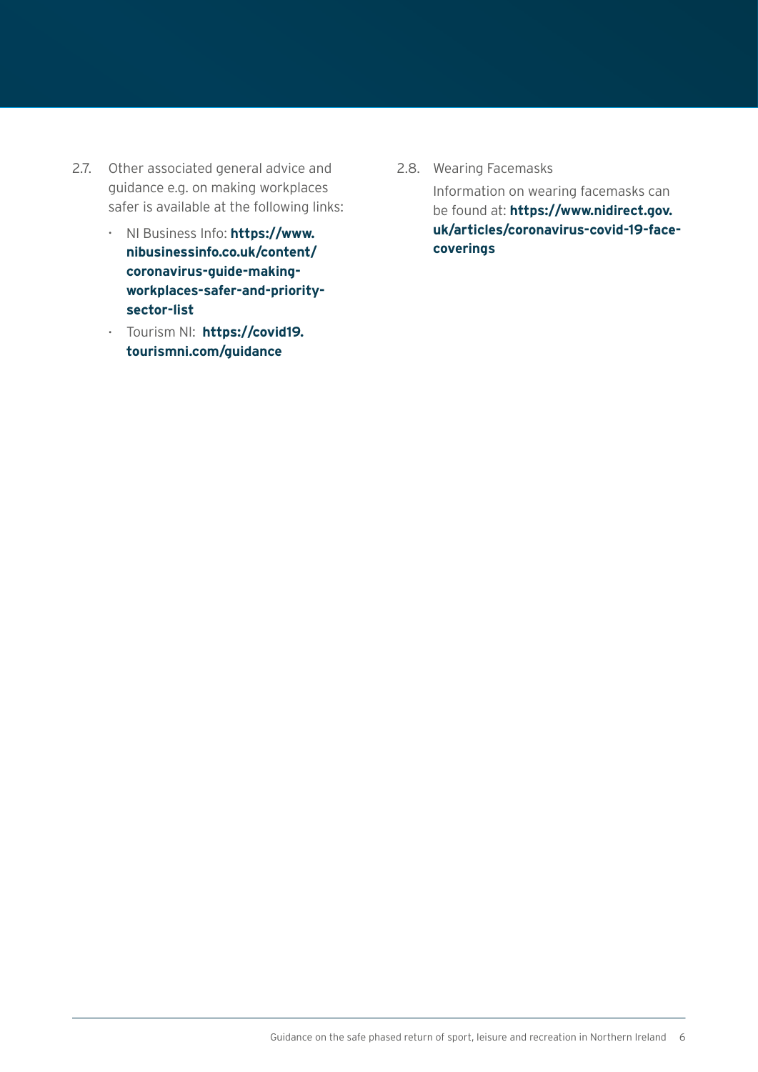2.7. Other associated general advice and guidance e.g. on making workplaces safer is available at the following links:

- NI Business Info: **https://www.nibusinessinfo.co.uk/content/coronavirus-guide-making-workplaces-safer-and-priority-sector-list**
- Tourism NI: **https://covid19.tourismni.com/guidance**

2.8. Wearing Facemasks

Information on wearing facemasks can be found at: **https://www.nidirect.gov.uk/articles/coronavirus-covid-19-face-coverings**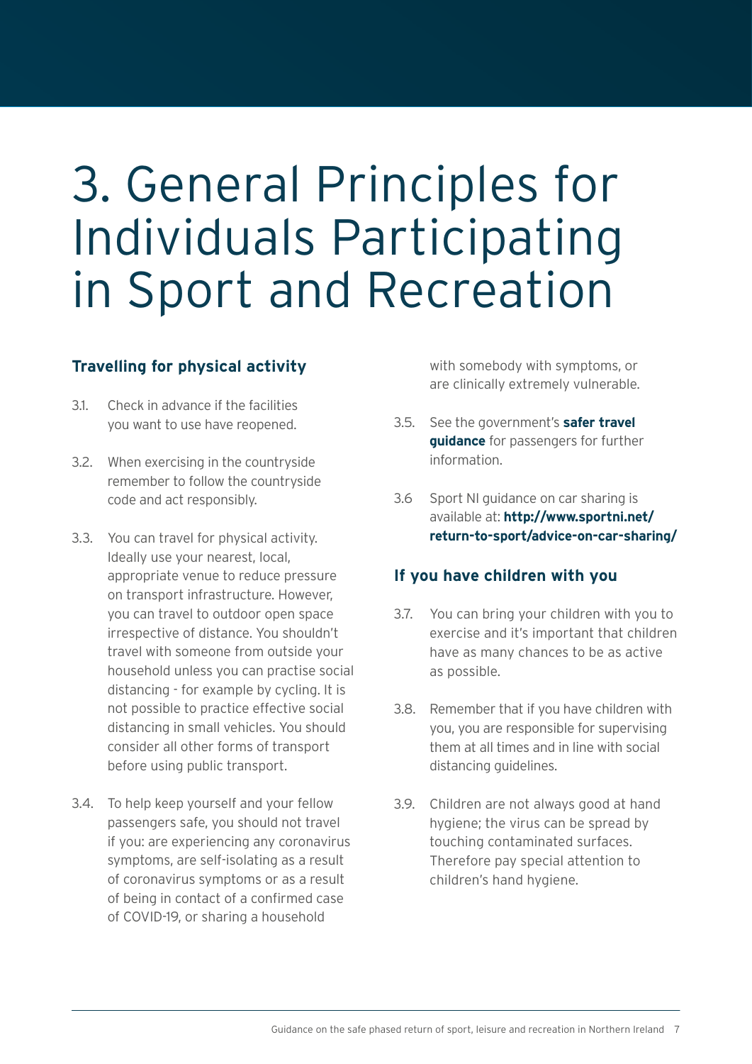# 3. General Principles for Individuals Participating in Sport and Recreation

## Travelling for physical activity

3.1. Check in advance if the facilities you want to use have reopened.

3.2. When exercising in the countryside remember to follow the countryside code and act responsibly.

3.3. You can travel for physical activity. Ideally use your nearest, local, appropriate venue to reduce pressure on transport infrastructure. However, you can travel to outdoor open space irrespective of distance. You shouldn't travel with someone from outside your household unless you can practise social distancing - for example by cycling. It is not possible to practice effective social distancing in small vehicles. You should consider all other forms of transport before using public transport.

3.4. To help keep yourself and your fellow passengers safe, you should not travel if you: are experiencing any coronavirus symptoms, are self-isolating as a result of coronavirus symptoms or as a result of being in contact of a confirmed case of COVID-19, or sharing a household with somebody with symptoms, or are clinically extremely vulnerable.

3.5. See the government's **safer travel guidance** for passengers for further information.

3.6 Sport NI guidance on car sharing is available at: **http://www.sportni.net/return-to-sport/advice-on-car-sharing/**

## If you have children with you

3.7. You can bring your children with you to exercise and it's important that children have as many chances to be as active as possible.

3.8. Remember that if you have children with you, you are responsible for supervising them at all times and in line with social distancing guidelines.

3.9. Children are not always good at hand hygiene; the virus can be spread by touching contaminated surfaces. Therefore pay special attention to children's hand hygiene.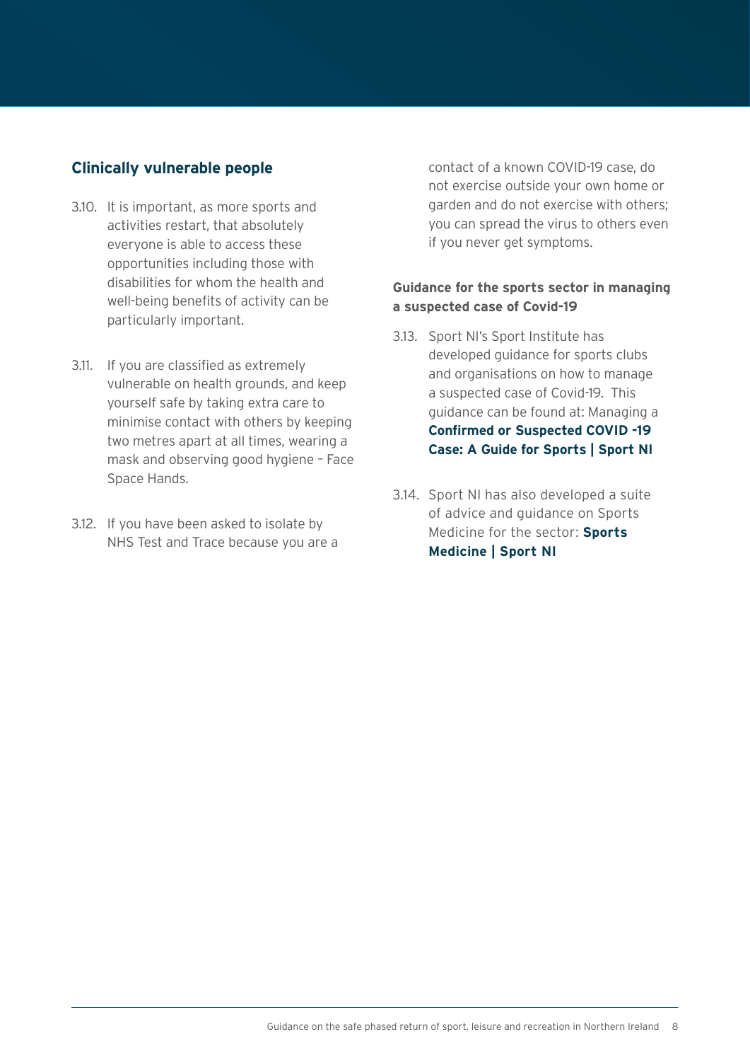## Clinically vulnerable people

3.10. It is important, as more sports and activities restart, that absolutely everyone is able to access these opportunities including those with disabilities for whom the health and well-being benefits of activity can be particularly important.

3.11. If you are classified as extremely vulnerable on health grounds, and keep yourself safe by taking extra care to minimise contact with others by keeping two metres apart at all times, wearing a mask and observing good hygiene – Face Space Hands.

3.12. If you have been asked to isolate by NHS Test and Trace because you are a contact of a known COVID-19 case, do not exercise outside your own home or garden and do not exercise with others; you can spread the virus to others even if you never get symptoms.

### Guidance for the sports sector in managing a suspected case of Covid-19

3.13. Sport NI's Sport Institute has developed guidance for sports clubs and organisations on how to manage a suspected case of Covid-19. This guidance can be found at: Managing a **Confirmed or Suspected COVID -19 Case: A Guide for Sports | Sport NI**

3.14. Sport NI has also developed a suite of advice and guidance on Sports Medicine for the sector: **Sports Medicine | Sport NI**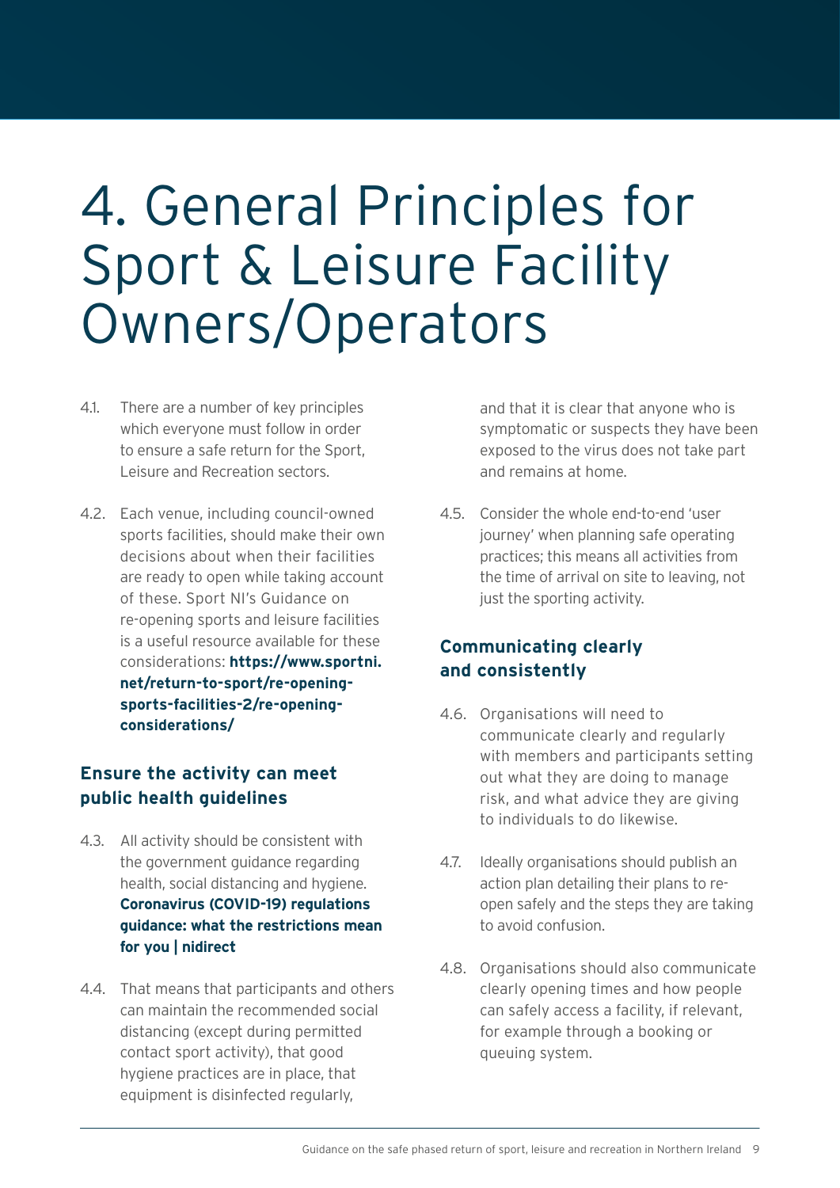# 4. General Principles for Sport & Leisure Facility Owners/Operators

4.1. There are a number of key principles which everyone must follow in order to ensure a safe return for the Sport, Leisure and Recreation sectors.

4.2. Each venue, including council-owned sports facilities, should make their own decisions about when their facilities are ready to open while taking account of these. Sport NI's Guidance on re-opening sports and leisure facilities is a useful resource available for these considerations: **https://www.sportni.net/return-to-sport/re-opening-sports-facilities-2/re-opening-considerations/**

## Ensure the activity can meet public health guidelines

4.3. All activity should be consistent with the government guidance regarding health, social distancing and hygiene. **Coronavirus (COVID-19) regulations guidance: what the restrictions mean for you | nidirect**

4.4. That means that participants and others can maintain the recommended social distancing (except during permitted contact sport activity), that good hygiene practices are in place, that equipment is disinfected regularly, and that it is clear that anyone who is symptomatic or suspects they have been exposed to the virus does not take part and remains at home.

4.5. Consider the whole end-to-end 'user journey' when planning safe operating practices; this means all activities from the time of arrival on site to leaving, not just the sporting activity.

## Communicating clearly and consistently

4.6. Organisations will need to communicate clearly and regularly with members and participants setting out what they are doing to manage risk, and what advice they are giving to individuals to do likewise.

4.7. Ideally organisations should publish an action plan detailing their plans to re-open safely and the steps they are taking to avoid confusion.

4.8. Organisations should also communicate clearly opening times and how people can safely access a facility, if relevant, for example through a booking or queuing system.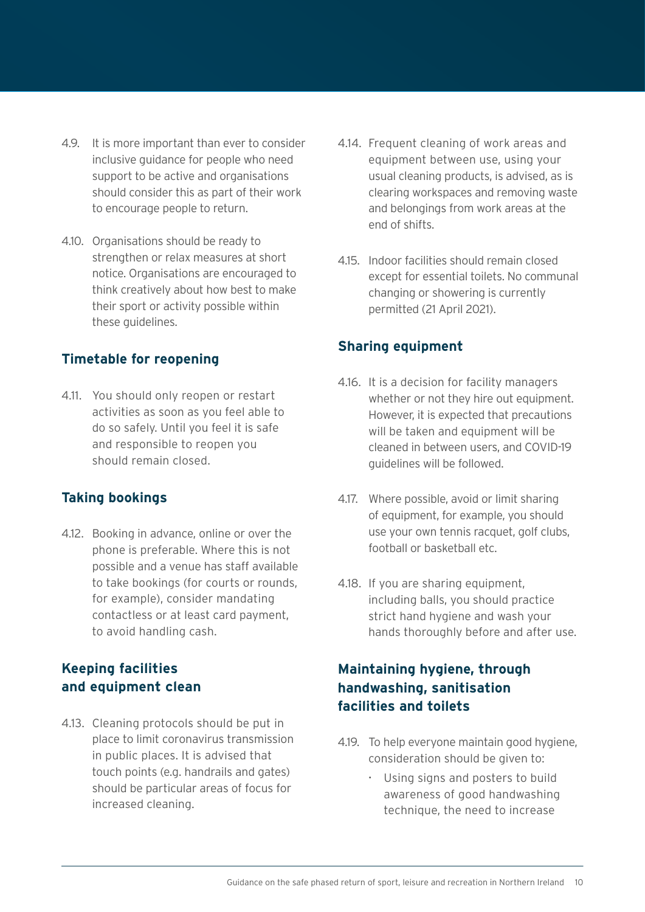4.9. It is more important than ever to consider inclusive guidance for people who need support to be active and organisations should consider this as part of their work to encourage people to return.

4.10. Organisations should be ready to strengthen or relax measures at short notice. Organisations are encouraged to think creatively about how best to make their sport or activity possible within these guidelines.

## Timetable for reopening

4.11. You should only reopen or restart activities as soon as you feel able to do so safely. Until you feel it is safe and responsible to reopen you should remain closed.

## Taking bookings

4.12. Booking in advance, online or over the phone is preferable. Where this is not possible and a venue has staff available to take bookings (for courts or rounds, for example), consider mandating contactless or at least card payment, to avoid handling cash.

## Keeping facilities and equipment clean

4.13. Cleaning protocols should be put in place to limit coronavirus transmission in public places. It is advised that touch points (e.g. handrails and gates) should be particular areas of focus for increased cleaning.

4.14. Frequent cleaning of work areas and equipment between use, using your usual cleaning products, is advised, as is clearing workspaces and removing waste and belongings from work areas at the end of shifts.

4.15. Indoor facilities should remain closed except for essential toilets. No communal changing or showering is currently permitted (21 April 2021).

## Sharing equipment

4.16. It is a decision for facility managers whether or not they hire out equipment. However, it is expected that precautions will be taken and equipment will be cleaned in between users, and COVID-19 guidelines will be followed.

4.17. Where possible, avoid or limit sharing of equipment, for example, you should use your own tennis racquet, golf clubs, football or basketball etc.

4.18. If you are sharing equipment, including balls, you should practice strict hand hygiene and wash your hands thoroughly before and after use.

## Maintaining hygiene, through handwashing, sanitisation facilities and toilets

4.19. To help everyone maintain good hygiene, consideration should be given to:

- Using signs and posters to build awareness of good handwashing technique, the need to increase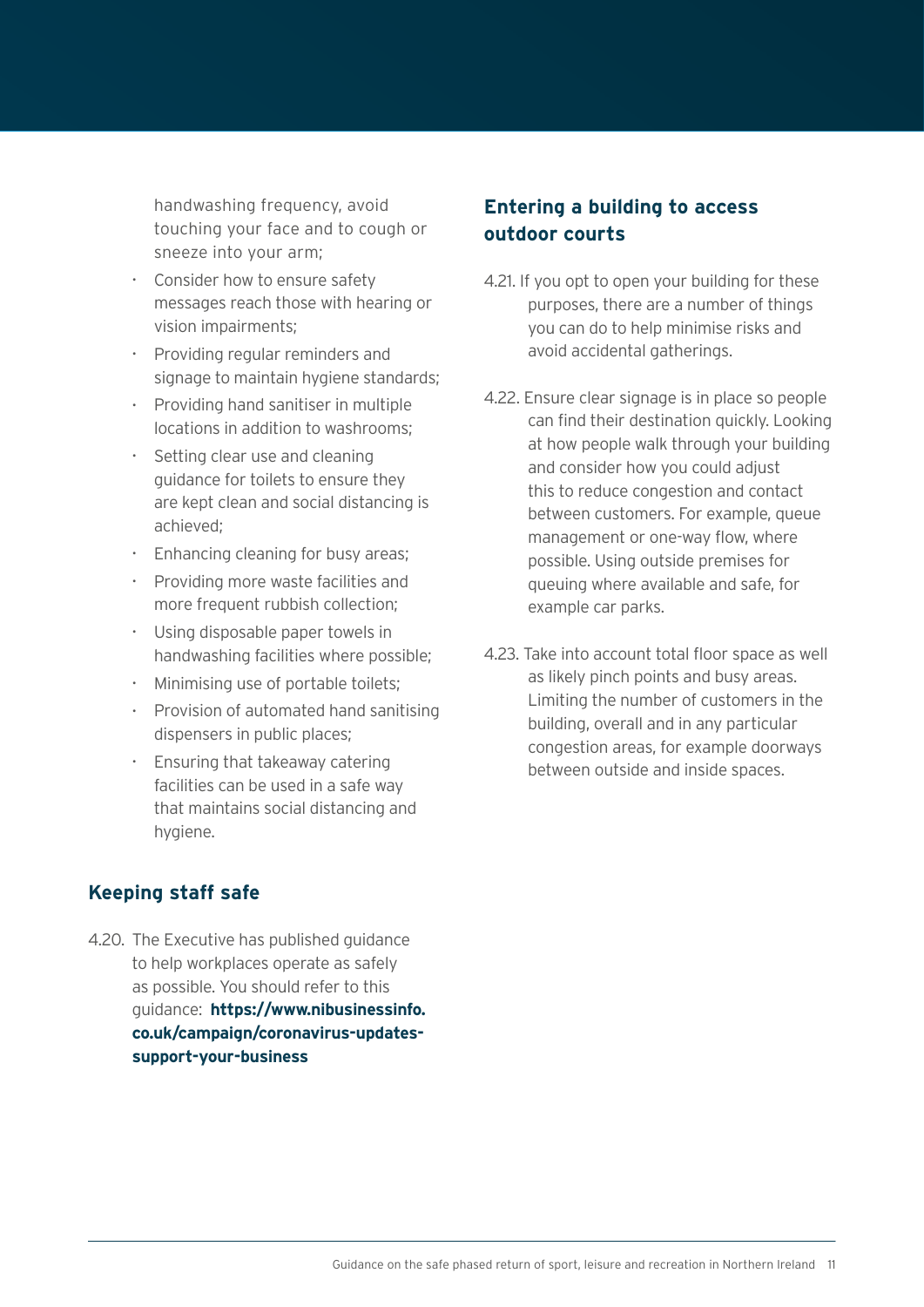handwashing frequency, avoid touching your face and to cough or sneeze into your arm;

- Consider how to ensure safety messages reach those with hearing or vision impairments;
- Providing regular reminders and signage to maintain hygiene standards;
- Providing hand sanitiser in multiple locations in addition to washrooms;
- Setting clear use and cleaning guidance for toilets to ensure they are kept clean and social distancing is achieved;
- Enhancing cleaning for busy areas;
- Providing more waste facilities and more frequent rubbish collection;
- Using disposable paper towels in handwashing facilities where possible;
- Minimising use of portable toilets;
- Provision of automated hand sanitising dispensers in public places;
- Ensuring that takeaway catering facilities can be used in a safe way that maintains social distancing and hygiene.

## Keeping staff safe

4.20. The Executive has published guidance to help workplaces operate as safely as possible. You should refer to this guidance: **https://www.nibusinessinfo.co.uk/campaign/coronavirus-updates-support-your-business**

## Entering a building to access outdoor courts

4.21. If you opt to open your building for these purposes, there are a number of things you can do to help minimise risks and avoid accidental gatherings.

4.22. Ensure clear signage is in place so people can find their destination quickly. Looking at how people walk through your building and consider how you could adjust this to reduce congestion and contact between customers. For example, queue management or one-way flow, where possible. Using outside premises for queuing where available and safe, for example car parks.

4.23. Take into account total floor space as well as likely pinch points and busy areas. Limiting the number of customers in the building, overall and in any particular congestion areas, for example doorways between outside and inside spaces.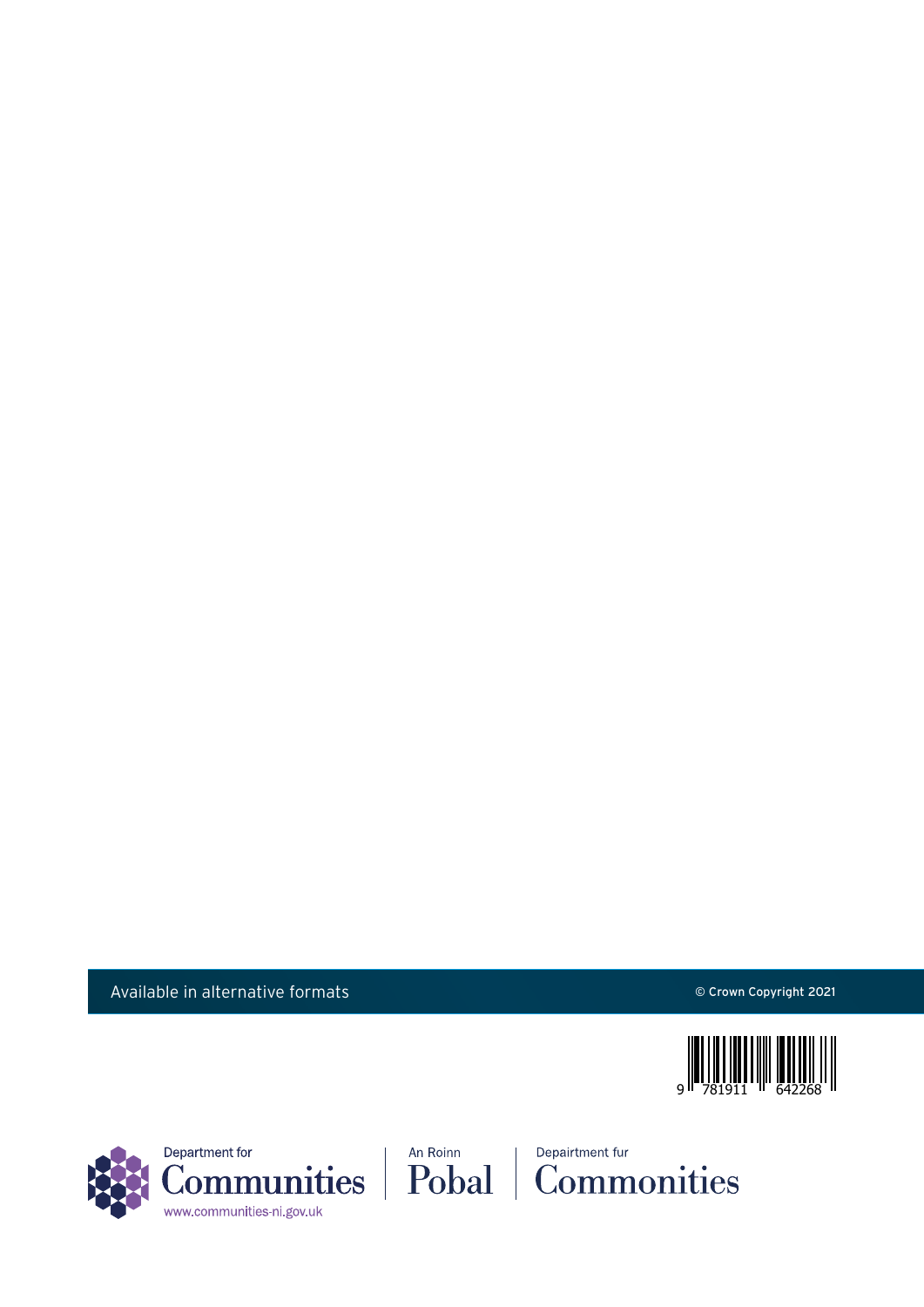Available in alternative formats

© Crown Copyright 2021

9 781911 642268

Department for Communities

www.communities-ni.gov.uk

An Roinn Pobal

Depairtment fur Commonities